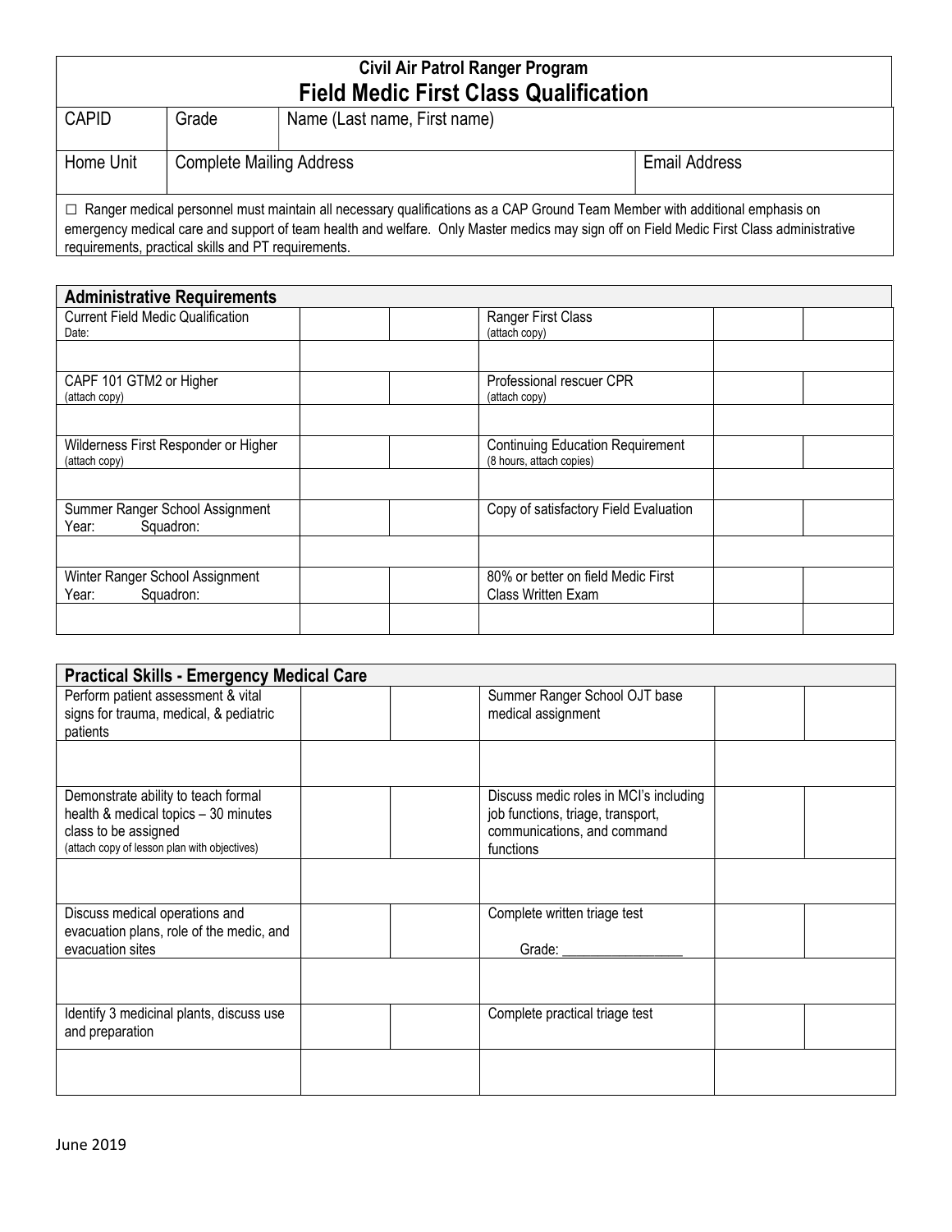**Civil Air Patrol Ranger Program**

# Field Medic First Class Qualification

| CAPID | Grade | Name (Last name, First name) |
|---|---|---|
| | | |

| Home Unit | Complete Mailing Address | Email Address |
|---|---|---|
| | | |

☐ Ranger medical personnel must maintain all necessary qualifications as a CAP Ground Team Member with additional emphasis on emergency medical care and support of team health and welfare. Only Master medics may sign off on Field Medic First Class administrative requirements, practical skills and PT requirements.

| Administrative Requirements | | | | | |
|---|---|---|---|---|---|
| Current Field Medic Qualification<br>Date: | | | Ranger First Class<br>(attach copy) | | |
| | | | | | |
| CAPF 101 GTM2 or Higher<br>(attach copy) | | | Professional rescuer CPR<br>(attach copy) | | |
| | | | | | |
| Wilderness First Responder or Higher<br>(attach copy) | | | Continuing Education Requirement<br>(8 hours, attach copies) | | |
| | | | | | |
| Summer Ranger School Assignment<br>Year: Squadron: | | | Copy of satisfactory Field Evaluation | | |
| | | | | | |
| Winter Ranger School Assignment<br>Year: Squadron: | | | 80% or better on field Medic First Class Written Exam | | |
| | | | | | |

| Practical Skills - Emergency Medical Care | | | | | |
|---|---|---|---|---|---|
| Perform patient assessment & vital signs for trauma, medical, & pediatric patients | | | Summer Ranger School OJT base medical assignment | | |
| | | | | | |
| Demonstrate ability to teach formal health & medical topics – 30 minutes class to be assigned<br>(attach copy of lesson plan with objectives) | | | Discuss medic roles in MCI's including job functions, triage, transport, communications, and command functions | | |
| | | | | | |
| Discuss medical operations and evacuation plans, role of the medic, and evacuation sites | | | Complete written triage test<br>Grade: _______________ | | |
| | | | | | |
| Identify 3 medicinal plants, discuss use and preparation | | | Complete practical triage test | | |
| | | | | | |

June 2019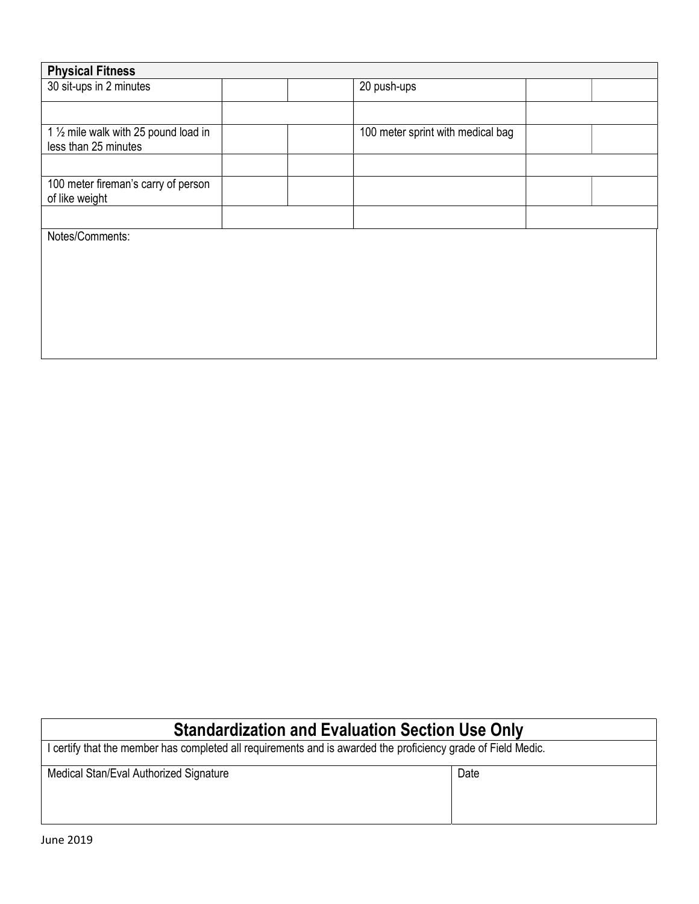| Physical Fitness | | | | | |
|---|---|---|---|---|---|
| 30 sit-ups in 2 minutes | | | 20 push-ups | | |
| | | | | | |
| 1 ½ mile walk with 25 pound load in less than 25 minutes | | | 100 meter sprint with medical bag | | |
| | | | | | |
| 100 meter fireman's carry of person of like weight | | | | | |
| | | | | | |

Notes/Comments:

| Standardization and Evaluation Section Use Only | |
|---|---|
| I certify that the member has completed all requirements and is awarded the proficiency grade of Field Medic. | |
| Medical Stan/Eval Authorized Signature | Date |

June 2019